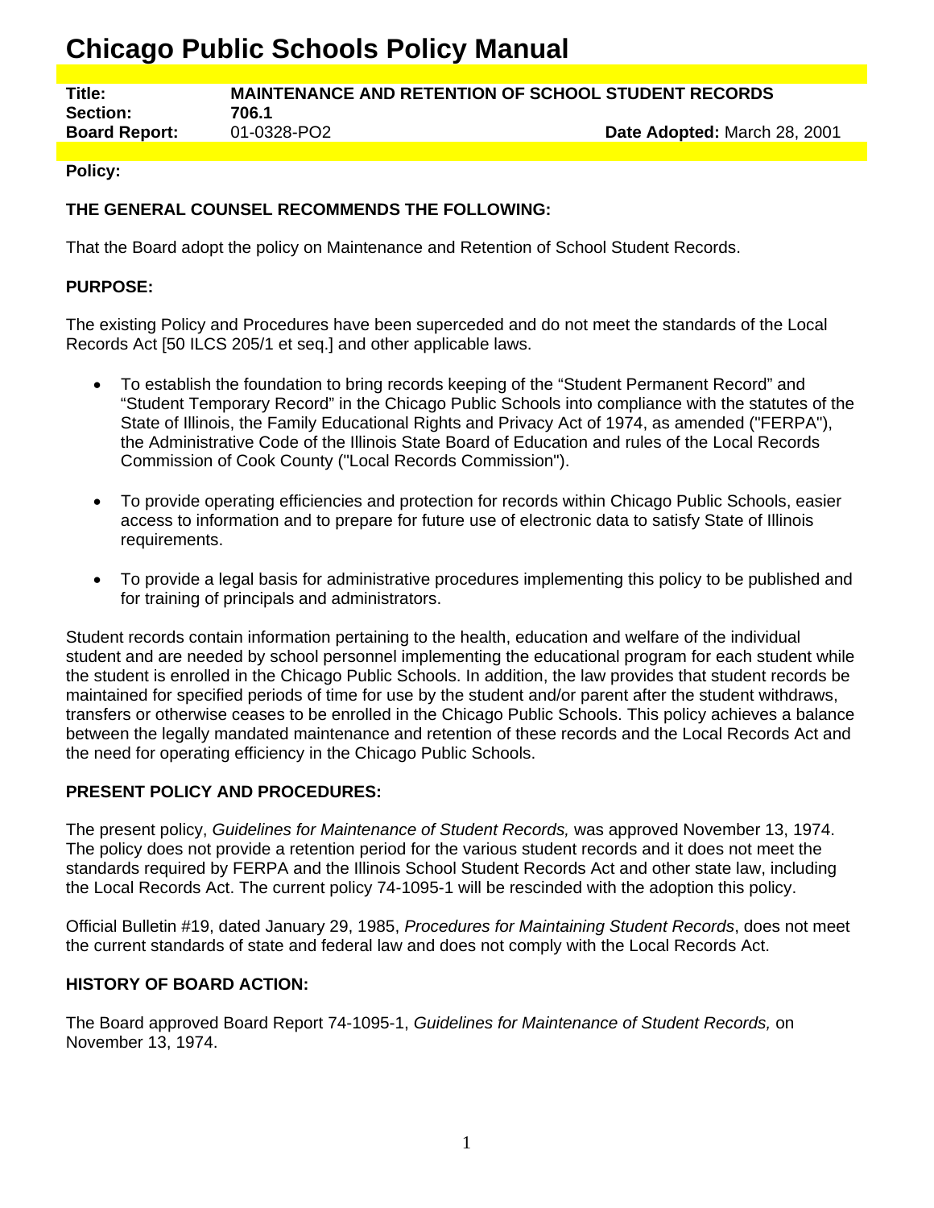# Chicago Public Schools Policy Manual

| | | |
|---|---|---|
| **Title:** | **MAINTENANCE AND RETENTION OF SCHOOL STUDENT RECORDS** | |
| **Section:** | **706.1** | |
| **Board Report:** | 01-0328-PO2 | **Date Adopted:** March 28, 2001 |

**Policy:**

**THE GENERAL COUNSEL RECOMMENDS THE FOLLOWING:**

That the Board adopt the policy on Maintenance and Retention of School Student Records.

**PURPOSE:**

The existing Policy and Procedures have been superceded and do not meet the standards of the Local Records Act [50 ILCS 205/1 et seq.] and other applicable laws.

- To establish the foundation to bring records keeping of the "Student Permanent Record" and "Student Temporary Record" in the Chicago Public Schools into compliance with the statutes of the State of Illinois, the Family Educational Rights and Privacy Act of 1974, as amended ("FERPA"), the Administrative Code of the Illinois State Board of Education and rules of the Local Records Commission of Cook County ("Local Records Commission").

- To provide operating efficiencies and protection for records within Chicago Public Schools, easier access to information and to prepare for future use of electronic data to satisfy State of Illinois requirements.

- To provide a legal basis for administrative procedures implementing this policy to be published and for training of principals and administrators.

Student records contain information pertaining to the health, education and welfare of the individual student and are needed by school personnel implementing the educational program for each student while the student is enrolled in the Chicago Public Schools. In addition, the law provides that student records be maintained for specified periods of time for use by the student and/or parent after the student withdraws, transfers or otherwise ceases to be enrolled in the Chicago Public Schools. This policy achieves a balance between the legally mandated maintenance and retention of these records and the Local Records Act and the need for operating efficiency in the Chicago Public Schools.

**PRESENT POLICY AND PROCEDURES:**

The present policy, *Guidelines for Maintenance of Student Records,* was approved November 13, 1974. The policy does not provide a retention period for the various student records and it does not meet the standards required by FERPA and the Illinois School Student Records Act and other state law, including the Local Records Act. The current policy 74-1095-1 will be rescinded with the adoption this policy.

Official Bulletin #19, dated January 29, 1985, *Procedures for Maintaining Student Records*, does not meet the current standards of state and federal law and does not comply with the Local Records Act.

**HISTORY OF BOARD ACTION:**

The Board approved Board Report 74-1095-1, *Guidelines for Maintenance of Student Records,* on November 13, 1974.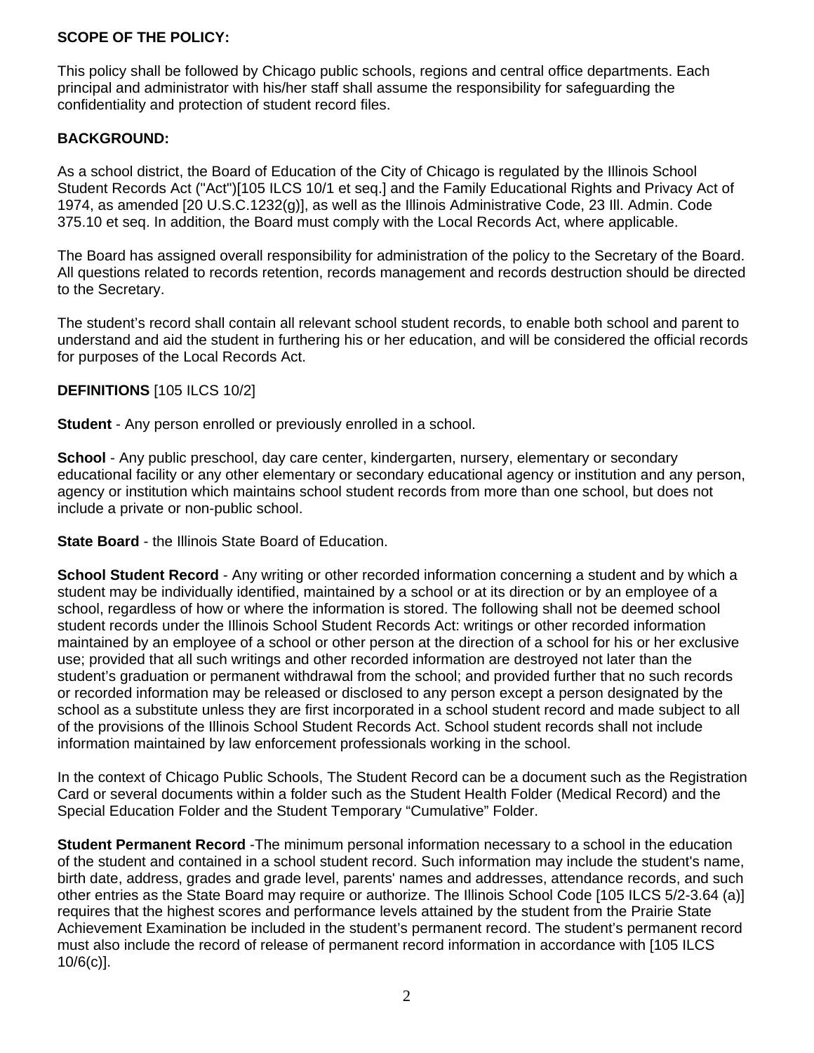**SCOPE OF THE POLICY:**

This policy shall be followed by Chicago public schools, regions and central office departments. Each principal and administrator with his/her staff shall assume the responsibility for safeguarding the confidentiality and protection of student record files.

**BACKGROUND:**

As a school district, the Board of Education of the City of Chicago is regulated by the Illinois School Student Records Act ("Act")[105 ILCS 10/1 et seq.] and the Family Educational Rights and Privacy Act of 1974, as amended [20 U.S.C.1232(g)], as well as the Illinois Administrative Code, 23 Ill. Admin. Code 375.10 et seq. In addition, the Board must comply with the Local Records Act, where applicable.

The Board has assigned overall responsibility for administration of the policy to the Secretary of the Board. All questions related to records retention, records management and records destruction should be directed to the Secretary.

The student's record shall contain all relevant school student records, to enable both school and parent to understand and aid the student in furthering his or her education, and will be considered the official records for purposes of the Local Records Act.

**DEFINITIONS** [105 ILCS 10/2]

**Student** - Any person enrolled or previously enrolled in a school.

**School** - Any public preschool, day care center, kindergarten, nursery, elementary or secondary educational facility or any other elementary or secondary educational agency or institution and any person, agency or institution which maintains school student records from more than one school, but does not include a private or non-public school.

**State Board** - the Illinois State Board of Education.

**School Student Record** - Any writing or other recorded information concerning a student and by which a student may be individually identified, maintained by a school or at its direction or by an employee of a school, regardless of how or where the information is stored. The following shall not be deemed school student records under the Illinois School Student Records Act: writings or other recorded information maintained by an employee of a school or other person at the direction of a school for his or her exclusive use; provided that all such writings and other recorded information are destroyed not later than the student's graduation or permanent withdrawal from the school; and provided further that no such records or recorded information may be released or disclosed to any person except a person designated by the school as a substitute unless they are first incorporated in a school student record and made subject to all of the provisions of the Illinois School Student Records Act. School student records shall not include information maintained by law enforcement professionals working in the school.

In the context of Chicago Public Schools, The Student Record can be a document such as the Registration Card or several documents within a folder such as the Student Health Folder (Medical Record) and the Special Education Folder and the Student Temporary "Cumulative" Folder.

**Student Permanent Record** -The minimum personal information necessary to a school in the education of the student and contained in a school student record. Such information may include the student's name, birth date, address, grades and grade level, parents' names and addresses, attendance records, and such other entries as the State Board may require or authorize. The Illinois School Code [105 ILCS 5/2-3.64 (a)] requires that the highest scores and performance levels attained by the student from the Prairie State Achievement Examination be included in the student's permanent record. The student's permanent record must also include the record of release of permanent record information in accordance with [105 ILCS 10/6(c)].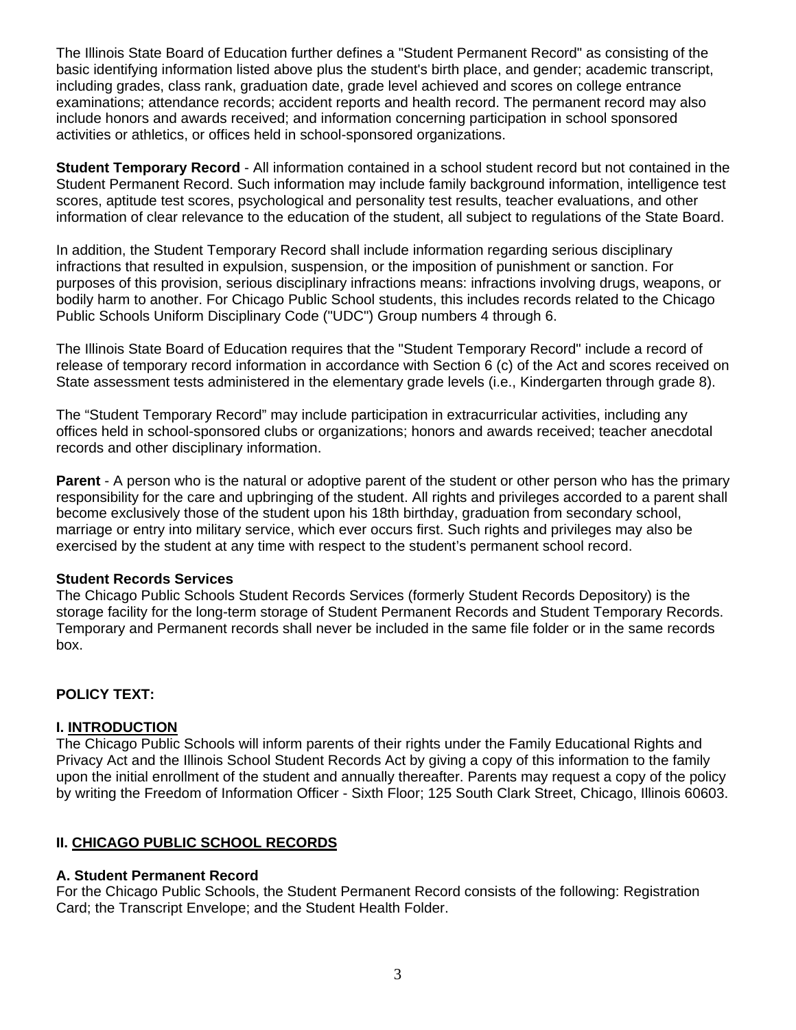The Illinois State Board of Education further defines a "Student Permanent Record" as consisting of the basic identifying information listed above plus the student's birth place, and gender; academic transcript, including grades, class rank, graduation date, grade level achieved and scores on college entrance examinations; attendance records; accident reports and health record. The permanent record may also include honors and awards received; and information concerning participation in school sponsored activities or athletics, or offices held in school-sponsored organizations.

**Student Temporary Record** - All information contained in a school student record but not contained in the Student Permanent Record. Such information may include family background information, intelligence test scores, aptitude test scores, psychological and personality test results, teacher evaluations, and other information of clear relevance to the education of the student, all subject to regulations of the State Board.

In addition, the Student Temporary Record shall include information regarding serious disciplinary infractions that resulted in expulsion, suspension, or the imposition of punishment or sanction. For purposes of this provision, serious disciplinary infractions means: infractions involving drugs, weapons, or bodily harm to another. For Chicago Public School students, this includes records related to the Chicago Public Schools Uniform Disciplinary Code ("UDC") Group numbers 4 through 6.

The Illinois State Board of Education requires that the "Student Temporary Record" include a record of release of temporary record information in accordance with Section 6 (c) of the Act and scores received on State assessment tests administered in the elementary grade levels (i.e., Kindergarten through grade 8).

The "Student Temporary Record" may include participation in extracurricular activities, including any offices held in school-sponsored clubs or organizations; honors and awards received; teacher anecdotal records and other disciplinary information.

**Parent** - A person who is the natural or adoptive parent of the student or other person who has the primary responsibility for the care and upbringing of the student. All rights and privileges accorded to a parent shall become exclusively those of the student upon his 18th birthday, graduation from secondary school, marriage or entry into military service, which ever occurs first. Such rights and privileges may also be exercised by the student at any time with respect to the student's permanent school record.

**Student Records Services**

The Chicago Public Schools Student Records Services (formerly Student Records Depository) is the storage facility for the long-term storage of Student Permanent Records and Student Temporary Records. Temporary and Permanent records shall never be included in the same file folder or in the same records box.

**POLICY TEXT:**

## I. INTRODUCTION

The Chicago Public Schools will inform parents of their rights under the Family Educational Rights and Privacy Act and the Illinois School Student Records Act by giving a copy of this information to the family upon the initial enrollment of the student and annually thereafter. Parents may request a copy of the policy by writing the Freedom of Information Officer - Sixth Floor; 125 South Clark Street, Chicago, Illinois 60603.

## II. CHICAGO PUBLIC SCHOOL RECORDS

### A. Student Permanent Record

For the Chicago Public Schools, the Student Permanent Record consists of the following: Registration Card; the Transcript Envelope; and the Student Health Folder.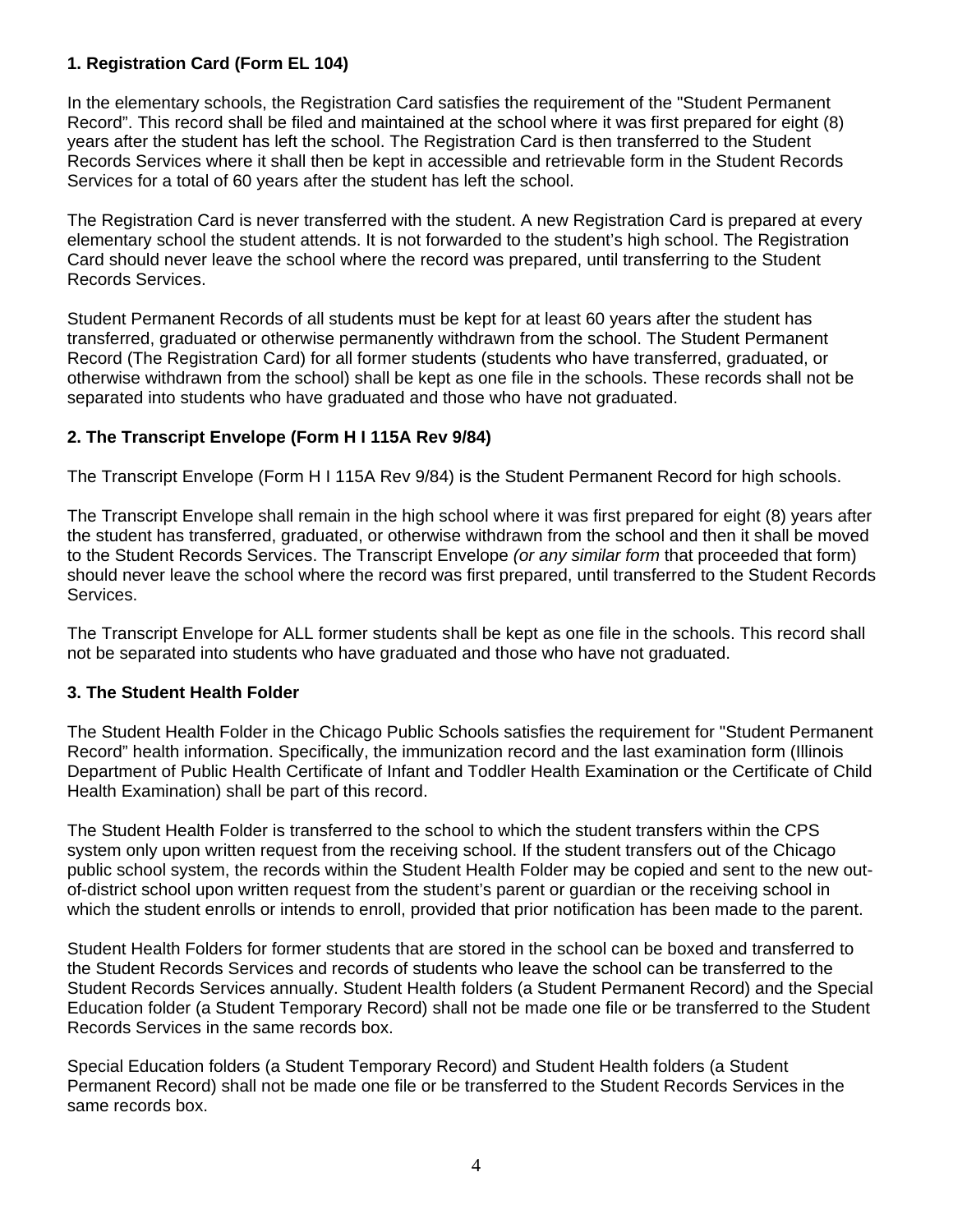### 1. Registration Card (Form EL 104)

In the elementary schools, the Registration Card satisfies the requirement of the "Student Permanent Record". This record shall be filed and maintained at the school where it was first prepared for eight (8) years after the student has left the school. The Registration Card is then transferred to the Student Records Services where it shall then be kept in accessible and retrievable form in the Student Records Services for a total of 60 years after the student has left the school.

The Registration Card is never transferred with the student. A new Registration Card is prepared at every elementary school the student attends. It is not forwarded to the student's high school. The Registration Card should never leave the school where the record was prepared, until transferring to the Student Records Services.

Student Permanent Records of all students must be kept for at least 60 years after the student has transferred, graduated or otherwise permanently withdrawn from the school. The Student Permanent Record (The Registration Card) for all former students (students who have transferred, graduated, or otherwise withdrawn from the school) shall be kept as one file in the schools. These records shall not be separated into students who have graduated and those who have not graduated.

### 2. The Transcript Envelope (Form H I 115A Rev 9/84)

The Transcript Envelope (Form H I 115A Rev 9/84) is the Student Permanent Record for high schools.

The Transcript Envelope shall remain in the high school where it was first prepared for eight (8) years after the student has transferred, graduated, or otherwise withdrawn from the school and then it shall be moved to the Student Records Services. The Transcript Envelope *(or any similar form* that proceeded that form) should never leave the school where the record was first prepared, until transferred to the Student Records Services.

The Transcript Envelope for ALL former students shall be kept as one file in the schools. This record shall not be separated into students who have graduated and those who have not graduated.

### 3. The Student Health Folder

The Student Health Folder in the Chicago Public Schools satisfies the requirement for "Student Permanent Record" health information. Specifically, the immunization record and the last examination form (Illinois Department of Public Health Certificate of Infant and Toddler Health Examination or the Certificate of Child Health Examination) shall be part of this record.

The Student Health Folder is transferred to the school to which the student transfers within the CPS system only upon written request from the receiving school. If the student transfers out of the Chicago public school system, the records within the Student Health Folder may be copied and sent to the new out-of-district school upon written request from the student's parent or guardian or the receiving school in which the student enrolls or intends to enroll, provided that prior notification has been made to the parent.

Student Health Folders for former students that are stored in the school can be boxed and transferred to the Student Records Services and records of students who leave the school can be transferred to the Student Records Services annually. Student Health folders (a Student Permanent Record) and the Special Education folder (a Student Temporary Record) shall not be made one file or be transferred to the Student Records Services in the same records box.

Special Education folders (a Student Temporary Record) and Student Health folders (a Student Permanent Record) shall not be made one file or be transferred to the Student Records Services in the same records box.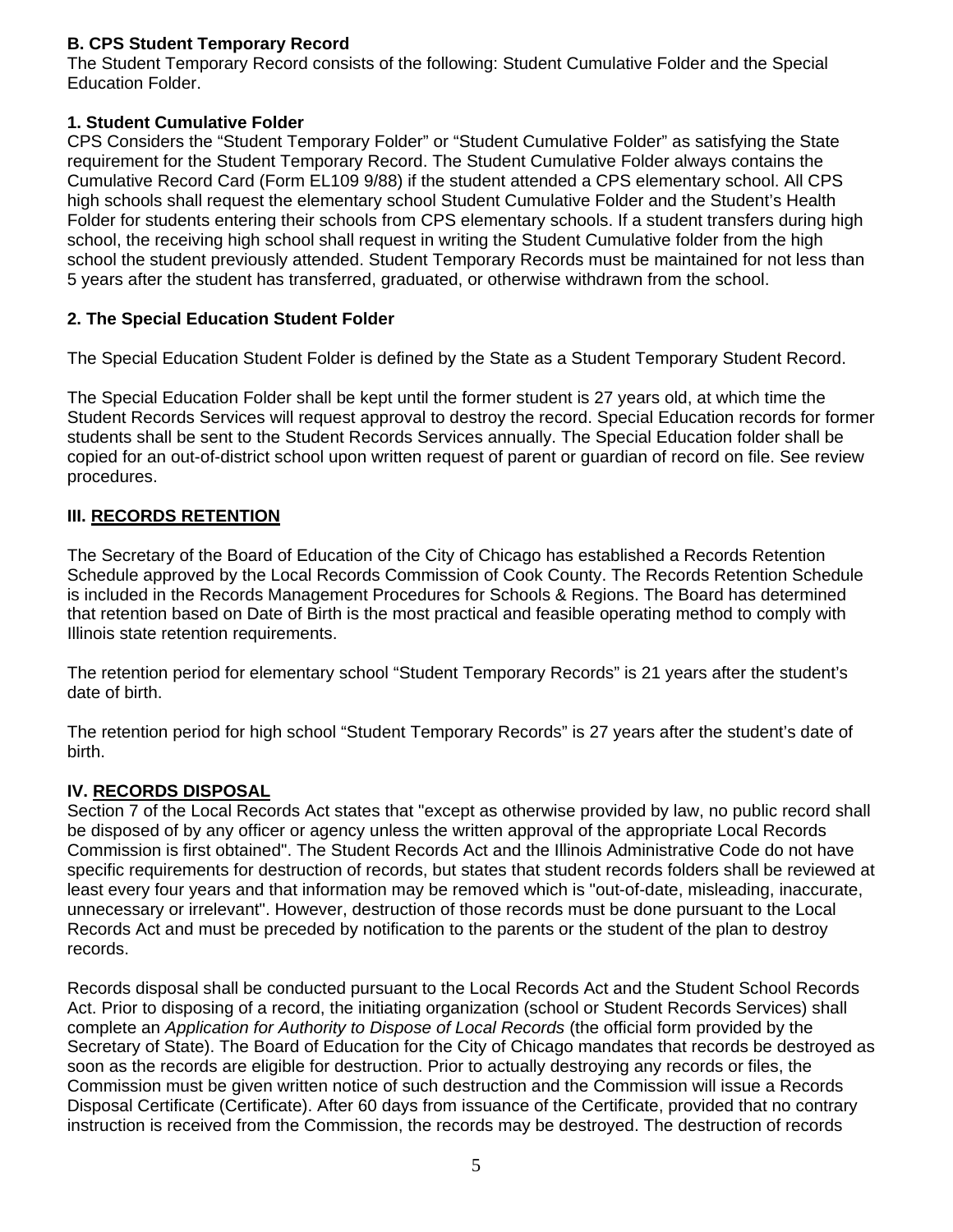### B. CPS Student Temporary Record

The Student Temporary Record consists of the following: Student Cumulative Folder and the Special Education Folder.

#### 1. Student Cumulative Folder

CPS Considers the "Student Temporary Folder" or "Student Cumulative Folder" as satisfying the State requirement for the Student Temporary Record. The Student Cumulative Folder always contains the Cumulative Record Card (Form EL109 9/88) if the student attended a CPS elementary school. All CPS high schools shall request the elementary school Student Cumulative Folder and the Student's Health Folder for students entering their schools from CPS elementary schools. If a student transfers during high school, the receiving high school shall request in writing the Student Cumulative folder from the high school the student previously attended. Student Temporary Records must be maintained for not less than 5 years after the student has transferred, graduated, or otherwise withdrawn from the school.

#### 2. The Special Education Student Folder

The Special Education Student Folder is defined by the State as a Student Temporary Student Record.

The Special Education Folder shall be kept until the former student is 27 years old, at which time the Student Records Services will request approval to destroy the record. Special Education records for former students shall be sent to the Student Records Services annually. The Special Education folder shall be copied for an out-of-district school upon written request of parent or guardian of record on file. See review procedures.

## III. RECORDS RETENTION

The Secretary of the Board of Education of the City of Chicago has established a Records Retention Schedule approved by the Local Records Commission of Cook County. The Records Retention Schedule is included in the Records Management Procedures for Schools & Regions. The Board has determined that retention based on Date of Birth is the most practical and feasible operating method to comply with Illinois state retention requirements.

The retention period for elementary school "Student Temporary Records" is 21 years after the student's date of birth.

The retention period for high school "Student Temporary Records" is 27 years after the student's date of birth.

## IV. RECORDS DISPOSAL

Section 7 of the Local Records Act states that "except as otherwise provided by law, no public record shall be disposed of by any officer or agency unless the written approval of the appropriate Local Records Commission is first obtained". The Student Records Act and the Illinois Administrative Code do not have specific requirements for destruction of records, but states that student records folders shall be reviewed at least every four years and that information may be removed which is "out-of-date, misleading, inaccurate, unnecessary or irrelevant". However, destruction of those records must be done pursuant to the Local Records Act and must be preceded by notification to the parents or the student of the plan to destroy records.

Records disposal shall be conducted pursuant to the Local Records Act and the Student School Records Act. Prior to disposing of a record, the initiating organization (school or Student Records Services) shall complete an *Application for Authority to Dispose of Local Records* (the official form provided by the Secretary of State). The Board of Education for the City of Chicago mandates that records be destroyed as soon as the records are eligible for destruction. Prior to actually destroying any records or files, the Commission must be given written notice of such destruction and the Commission will issue a Records Disposal Certificate (Certificate). After 60 days from issuance of the Certificate, provided that no contrary instruction is received from the Commission, the records may be destroyed. The destruction of records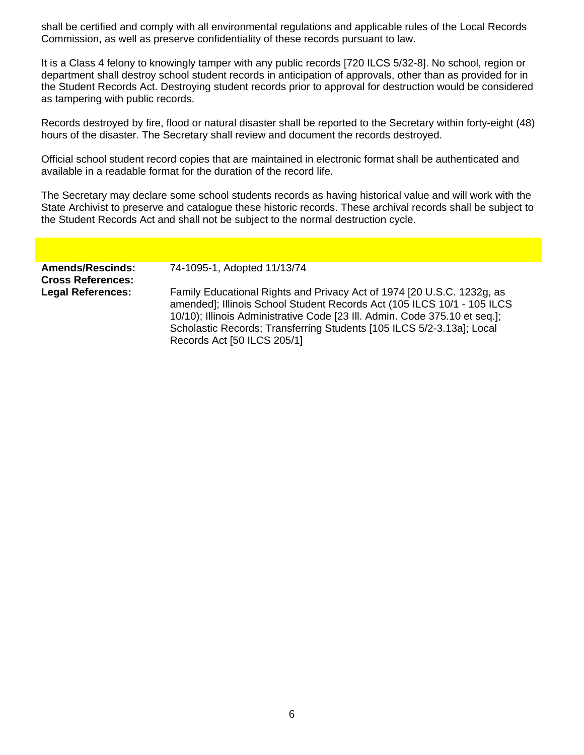shall be certified and comply with all environmental regulations and applicable rules of the Local Records Commission, as well as preserve confidentiality of these records pursuant to law.

It is a Class 4 felony to knowingly tamper with any public records [720 ILCS 5/32-8]. No school, region or department shall destroy school student records in anticipation of approvals, other than as provided for in the Student Records Act. Destroying student records prior to approval for destruction would be considered as tampering with public records.

Records destroyed by fire, flood or natural disaster shall be reported to the Secretary within forty-eight (48) hours of the disaster. The Secretary shall review and document the records destroyed.

Official school student record copies that are maintained in electronic format shall be authenticated and available in a readable format for the duration of the record life.

The Secretary may declare some school students records as having historical value and will work with the State Archivist to preserve and catalogue these historic records. These archival records shall be subject to the Student Records Act and shall not be subject to the normal destruction cycle.

| | |
|---|---|
| **Amends/Rescinds:** | 74-1095-1, Adopted 11/13/74 |
| **Cross References:** | |
| **Legal References:** | Family Educational Rights and Privacy Act of 1974 [20 U.S.C. 1232g, as amended]; Illinois School Student Records Act (105 ILCS 10/1 - 105 ILCS 10/10); Illinois Administrative Code [23 Ill. Admin. Code 375.10 et seq.]; Scholastic Records; Transferring Students [105 ILCS 5/2-3.13a]; Local Records Act [50 ILCS 205/1] |